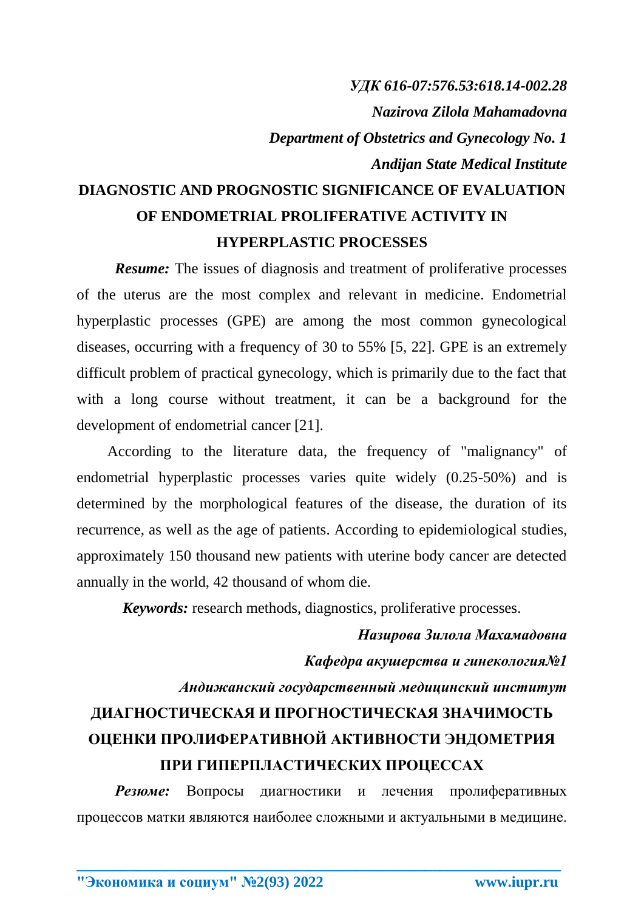*УДК 616-07:576.53:618.14-002.28*

***Nazirova Zilola Mahamadovna***

***Department of Obstetrics and Gynecology No. 1***

***Andijan State Medical Institute***

# DIAGNOSTIC AND PROGNOSTIC SIGNIFICANCE OF EVALUATION OF ENDOMETRIAL PROLIFERATIVE ACTIVITY IN HYPERPLASTIC PROCESSES

***Resume:*** The issues of diagnosis and treatment of proliferative processes of the uterus are the most complex and relevant in medicine. Endometrial hyperplastic processes (GPE) are among the most common gynecological diseases, occurring with a frequency of 30 to 55% [5, 22]. GPE is an extremely difficult problem of practical gynecology, which is primarily due to the fact that with a long course without treatment, it can be a background for the development of endometrial cancer [21].

According to the literature data, the frequency of "malignancy" of endometrial hyperplastic processes varies quite widely (0.25-50%) and is determined by the morphological features of the disease, the duration of its recurrence, as well as the age of patients. According to epidemiological studies, approximately 150 thousand new patients with uterine body cancer are detected annually in the world, 42 thousand of whom die.

***Keywords:*** research methods, diagnostics, proliferative processes.

***Назирова Зилола Махамадовна***

***Кафедра акушерства и гинекология№1***

***Андижанский государственный медицинский институт***

# ДИАГНОСТИЧЕСКАЯ И ПРОГНОСТИЧЕСКАЯ ЗНАЧИМОСТЬ ОЦЕНКИ ПРОЛИФЕРАТИВНОЙ АКТИВНОСТИ ЭНДОМЕТРИЯ ПРИ ГИПЕРПЛАСТИЧЕСКИХ ПРОЦЕССАХ

***Резюме:*** Вопросы диагностики и лечения пролиферативных процессов матки являются наиболее сложными и актуальными в медицине.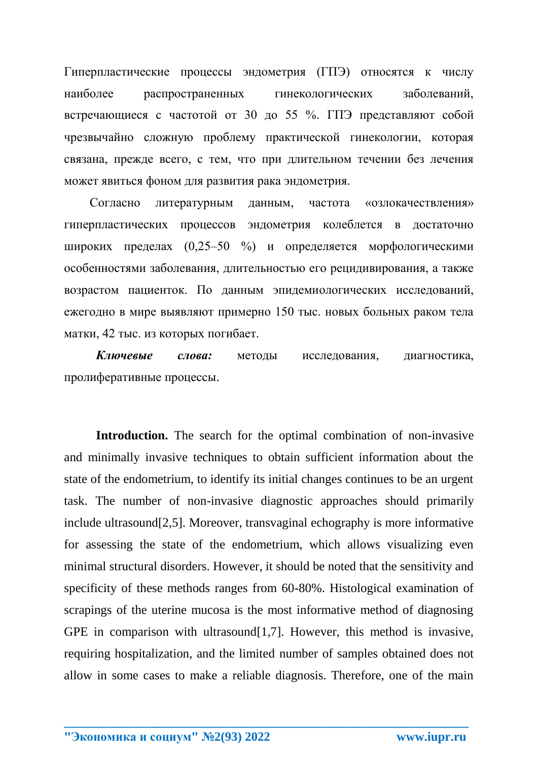Гиперпластические процессы эндометрия (ГПЭ) относятся к числу наиболее распространенных гинекологических заболеваний, встречающиеся с частотой от 30 до 55 %. ГПЭ представляют собой чрезвычайно сложную проблему практической гинекологии, которая связана, прежде всего, с тем, что при длительном течении без лечения может явиться фоном для развития рака эндометрия.

Согласно литературным данным, частота «озлокачествления» гиперпластических процессов эндометрия колеблется в достаточно широких пределах (0,25–50 %) и определяется морфологическими особенностями заболевания, длительностью его рецидивирования, а также возрастом пациенток. По данным эпидемиологических исследований, ежегодно в мире выявляют примерно 150 тыс. новых больных раком тела матки, 42 тыс. из которых погибает.

***Ключевые слова:*** методы исследования, диагностика, пролиферативные процессы.

**Introduction.** The search for the optimal combination of non-invasive and minimally invasive techniques to obtain sufficient information about the state of the endometrium, to identify its initial changes continues to be an urgent task. The number of non-invasive diagnostic approaches should primarily include ultrasound[2,5]. Moreover, transvaginal echography is more informative for assessing the state of the endometrium, which allows visualizing even minimal structural disorders. However, it should be noted that the sensitivity and specificity of these methods ranges from 60-80%. Histological examination of scrapings of the uterine mucosa is the most informative method of diagnosing GPE in comparison with ultrasound[1,7]. However, this method is invasive, requiring hospitalization, and the limited number of samples obtained does not allow in some cases to make a reliable diagnosis. Therefore, one of the main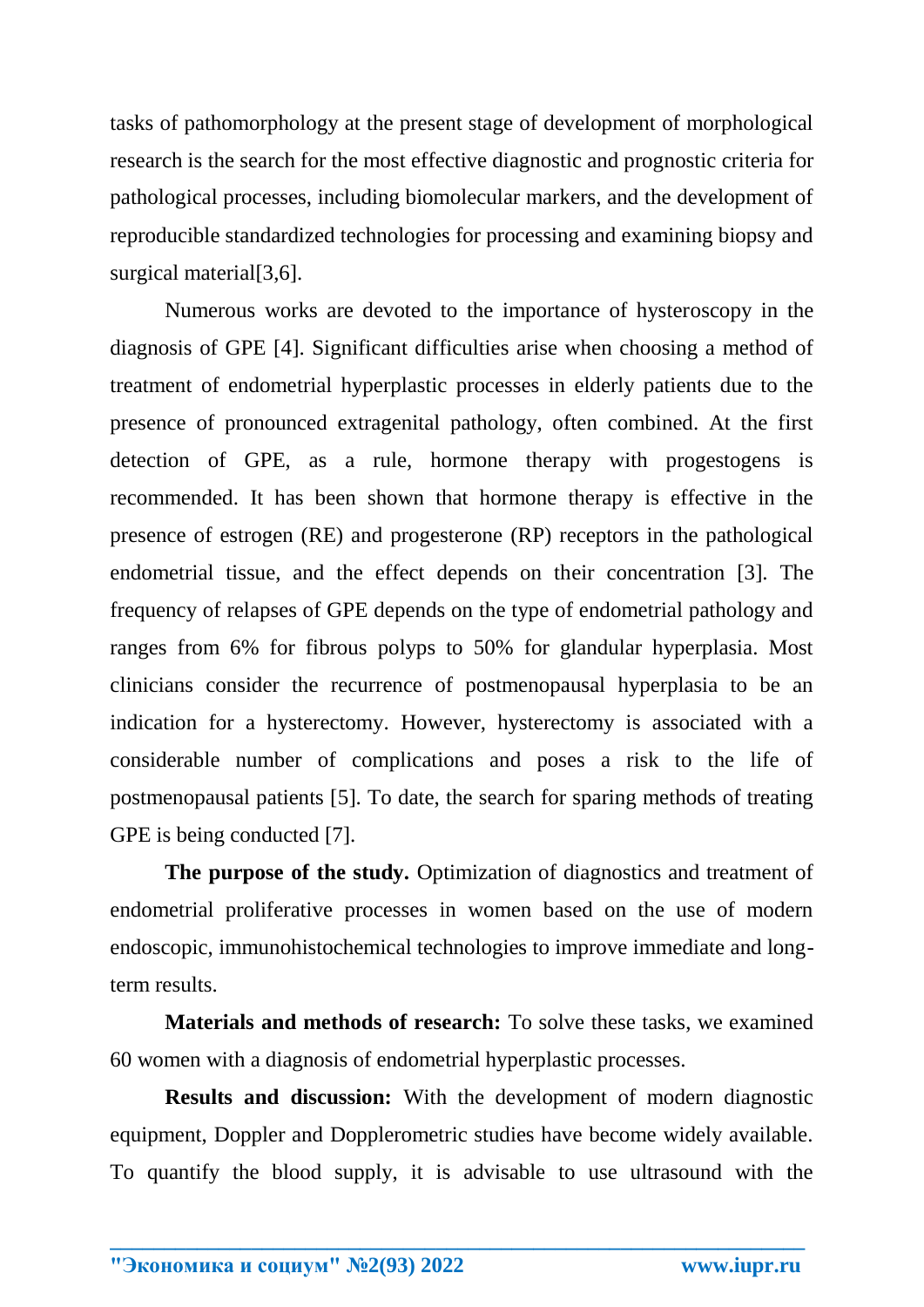tasks of pathomorphology at the present stage of development of morphological research is the search for the most effective diagnostic and prognostic criteria for pathological processes, including biomolecular markers, and the development of reproducible standardized technologies for processing and examining biopsy and surgical material[3,6].

Numerous works are devoted to the importance of hysteroscopy in the diagnosis of GPE [4]. Significant difficulties arise when choosing a method of treatment of endometrial hyperplastic processes in elderly patients due to the presence of pronounced extragenital pathology, often combined. At the first detection of GPE, as a rule, hormone therapy with progestogens is recommended. It has been shown that hormone therapy is effective in the presence of estrogen (RE) and progesterone (RP) receptors in the pathological endometrial tissue, and the effect depends on their concentration [3]. The frequency of relapses of GPE depends on the type of endometrial pathology and ranges from 6% for fibrous polyps to 50% for glandular hyperplasia. Most clinicians consider the recurrence of postmenopausal hyperplasia to be an indication for a hysterectomy. However, hysterectomy is associated with a considerable number of complications and poses a risk to the life of postmenopausal patients [5]. To date, the search for sparing methods of treating GPE is being conducted [7].

**The purpose of the study.** Optimization of diagnostics and treatment of endometrial proliferative processes in women based on the use of modern endoscopic, immunohistochemical technologies to improve immediate and long-term results.

**Materials and methods of research:** To solve these tasks, we examined 60 women with a diagnosis of endometrial hyperplastic processes.

**Results and discussion:** With the development of modern diagnostic equipment, Doppler and Dopplerometric studies have become widely available. To quantify the blood supply, it is advisable to use ultrasound with the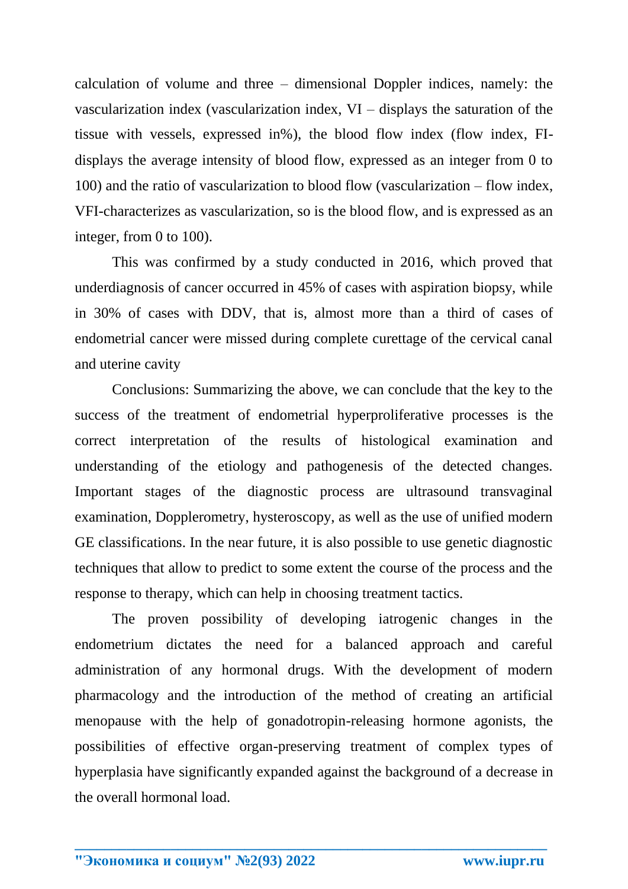calculation of volume and three – dimensional Doppler indices, namely: the vascularization index (vascularization index, VI – displays the saturation of the tissue with vessels, expressed in%), the blood flow index (flow index, FI-displays the average intensity of blood flow, expressed as an integer from 0 to 100) and the ratio of vascularization to blood flow (vascularization – flow index, VFI-characterizes as vascularization, so is the blood flow, and is expressed as an integer, from 0 to 100).

This was confirmed by a study conducted in 2016, which proved that underdiagnosis of cancer occurred in 45% of cases with aspiration biopsy, while in 30% of cases with DDV, that is, almost more than a third of cases of endometrial cancer were missed during complete curettage of the cervical canal and uterine cavity

Conclusions: Summarizing the above, we can conclude that the key to the success of the treatment of endometrial hyperproliferative processes is the correct interpretation of the results of histological examination and understanding of the etiology and pathogenesis of the detected changes. Important stages of the diagnostic process are ultrasound transvaginal examination, Dopplerometry, hysteroscopy, as well as the use of unified modern GE classifications. In the near future, it is also possible to use genetic diagnostic techniques that allow to predict to some extent the course of the process and the response to therapy, which can help in choosing treatment tactics.

The proven possibility of developing iatrogenic changes in the endometrium dictates the need for a balanced approach and careful administration of any hormonal drugs. With the development of modern pharmacology and the introduction of the method of creating an artificial menopause with the help of gonadotropin-releasing hormone agonists, the possibilities of effective organ-preserving treatment of complex types of hyperplasia have significantly expanded against the background of a decrease in the overall hormonal load.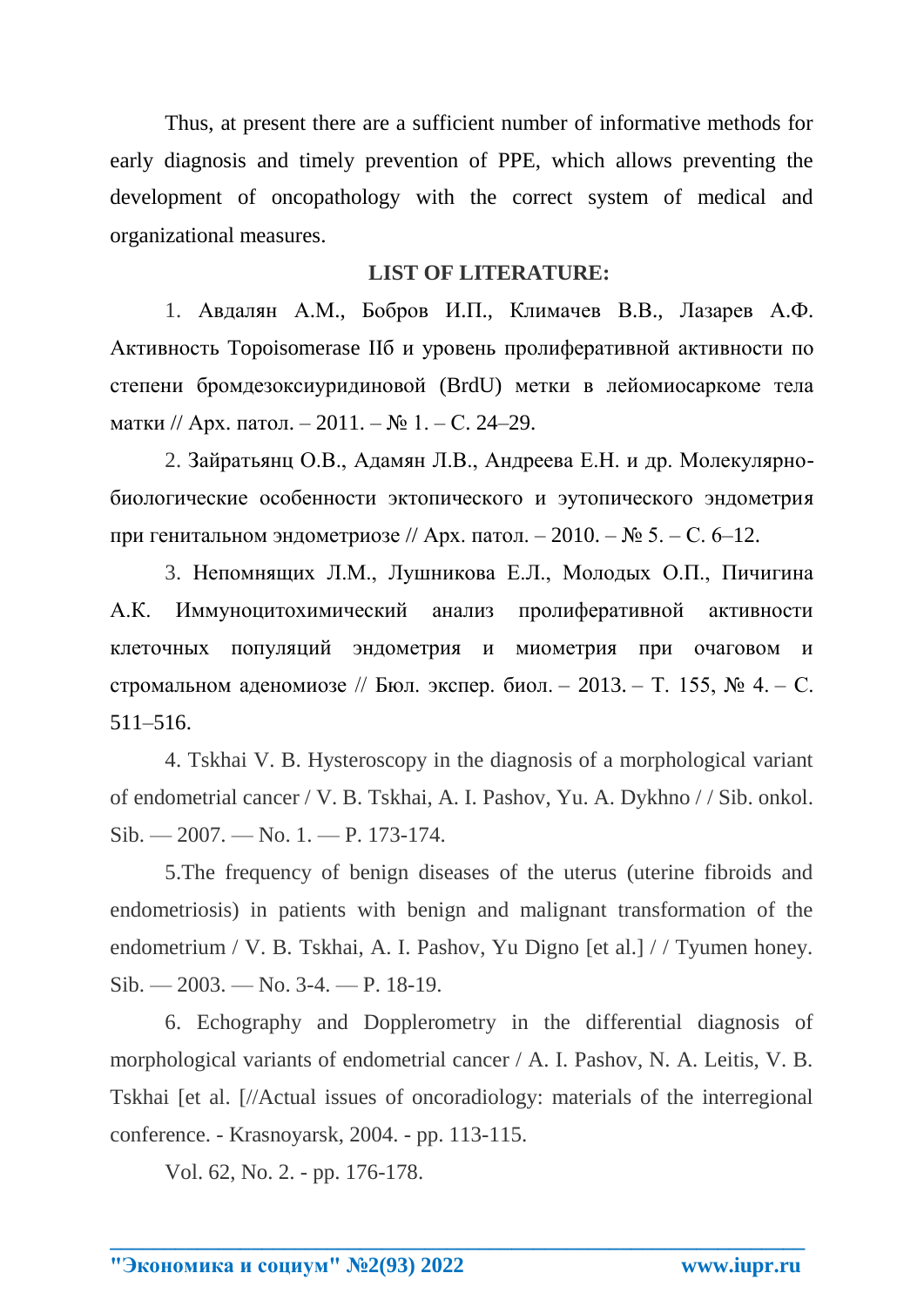Thus, at present there are a sufficient number of informative methods for early diagnosis and timely prevention of PPE, which allows preventing the development of oncopathology with the correct system of medical and organizational measures.

**LIST OF LITERATURE:**

1. Авдалян А.М., Бобров И.П., Климачев В.В., Лазарев А.Ф. Активность Topoisomerase IIб и уровень пролиферативной активности по степени бромдезоксиуридиновой (BrdU) метки в лейомиосаркоме тела матки // Арх. патол. – 2011. – № 1. – С. 24–29.

2. Зайратьянц О.В., Адамян Л.В., Андреева Е.Н. и др. Молекулярно-биологические особенности эктопического и эутопического эндометрия при генитальном эндометриозе // Арх. патол. – 2010. – № 5. – С. 6–12.

3. Непомнящих Л.М., Лушникова Е.Л., Молодых О.П., Пичигина А.К. Иммуноцитохимический анализ пролиферативной активности клеточных популяций эндометрия и миометрия при очаговом и стромальном аденомиозе // Бюл. экспер. биол. – 2013. – Т. 155, № 4. – С. 511–516.

4. Tskhai V. B. Hysteroscopy in the diagnosis of a morphological variant of endometrial cancer / V. B. Tskhai, A. I. Pashov, Yu. A. Dykhno / / Sib. onkol. Sib. — 2007. — No. 1. — P. 173-174.

5.The frequency of benign diseases of the uterus (uterine fibroids and endometriosis) in patients with benign and malignant transformation of the endometrium / V. B. Tskhai, A. I. Pashov, Yu Digno [et al.] / / Tyumen honey. Sib. — 2003. — No. 3-4. — P. 18-19.

6. Echography and Dopplerometry in the differential diagnosis of morphological variants of endometrial cancer / A. I. Pashov, N. A. Leitis, V. B. Tskhai [et al. [//Actual issues of oncoradiology: materials of the interregional conference. - Krasnoyarsk, 2004. - pp. 113-115.

Vol. 62, No. 2. - pp. 176-178.